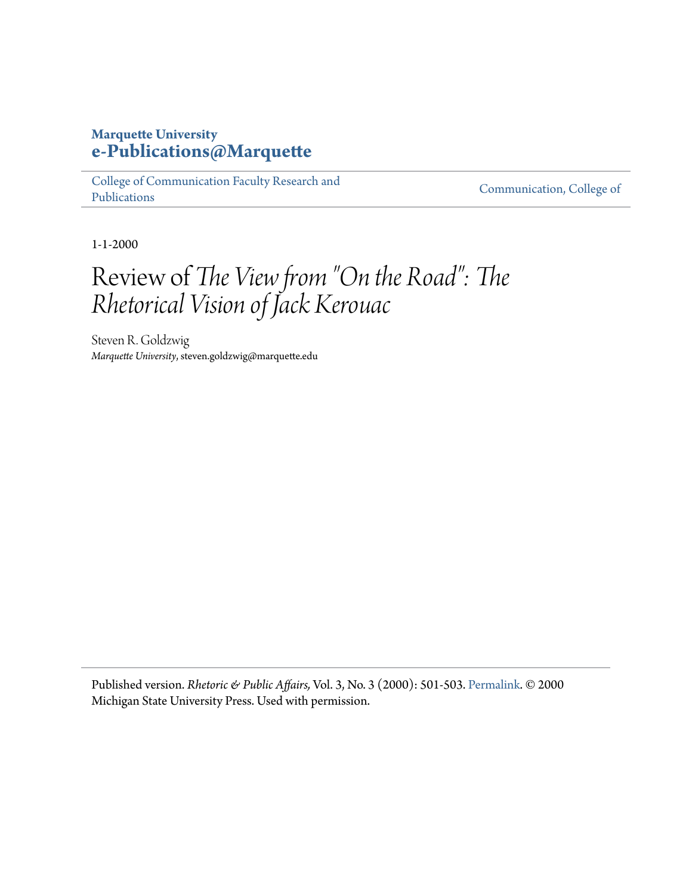**Marquette University**
**e-Publications@Marquette**

College of Communication Faculty Research and Publications

Communication, College of

1-1-2000

# Review of *The View from "On the Road": The Rhetorical Vision of Jack Kerouac*

Steven R. Goldzwig
*Marquette University*, steven.goldzwig@marquette.edu

Published version. *Rhetoric & Public Affairs,* Vol. 3, No. 3 (2000): 501-503. Permalink. © 2000 Michigan State University Press. Used with permission.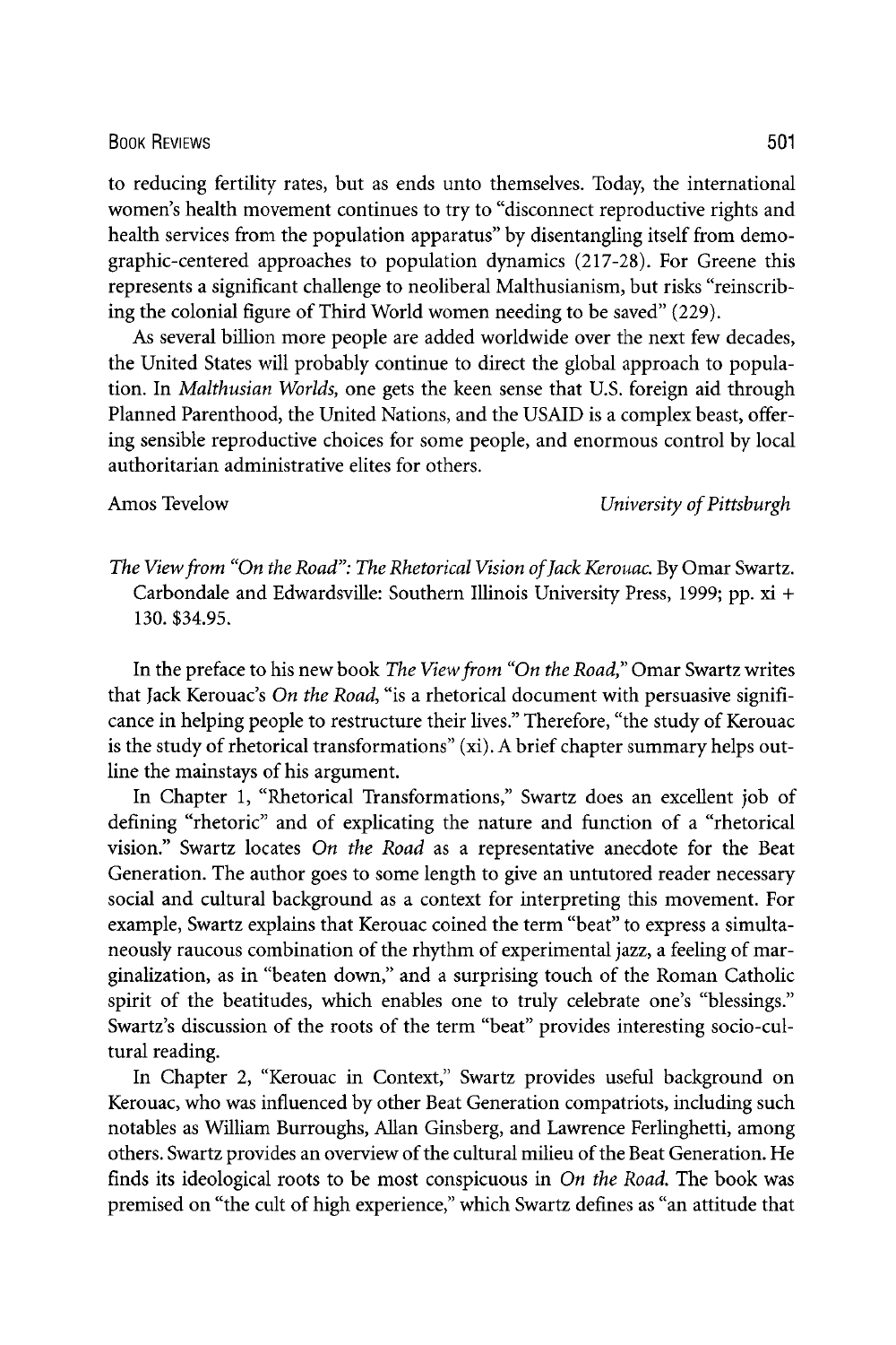to reducing fertility rates, but as ends unto themselves. Today, the international women's health movement continues to try to "disconnect reproductive rights and health services from the population apparatus" by disentangling itself from demographic-centered approaches to population dynamics (217-28). For Greene this represents a significant challenge to neoliberal Malthusianism, but risks "reinscribing the colonial figure of Third World women needing to be saved" (229).

As several billion more people are added worldwide over the next few decades, the United States will probably continue to direct the global approach to population. In *Malthusian Worlds,* one gets the keen sense that U.S. foreign aid through Planned Parenthood, the United Nations, and the USAID is a complex beast, offering sensible reproductive choices for some people, and enormous control by local authoritarian administrative elites for others.

Amos Tevelow — *University of Pittsburgh*

*The View from "On the Road": The Rhetorical Vision of Jack Kerouac.* By Omar Swartz. Carbondale and Edwardsville: Southern Illinois University Press, 1999; pp. xi + 130. $34.95.

In the preface to his new book *The View from "On the Road,"* Omar Swartz writes that Jack Kerouac's *On the Road,* "is a rhetorical document with persuasive significance in helping people to restructure their lives." Therefore, "the study of Kerouac is the study of rhetorical transformations" (xi). A brief chapter summary helps outline the mainstays of his argument.

In Chapter 1, "Rhetorical Transformations," Swartz does an excellent job of defining "rhetoric" and of explicating the nature and function of a "rhetorical vision." Swartz locates *On the Road* as a representative anecdote for the Beat Generation. The author goes to some length to give an untutored reader necessary social and cultural background as a context for interpreting this movement. For example, Swartz explains that Kerouac coined the term "beat" to express a simultaneously raucous combination of the rhythm of experimental jazz, a feeling of marginalization, as in "beaten down," and a surprising touch of the Roman Catholic spirit of the beatitudes, which enables one to truly celebrate one's "blessings." Swartz's discussion of the roots of the term "beat" provides interesting socio-cultural reading.

In Chapter 2, "Kerouac in Context," Swartz provides useful background on Kerouac, who was influenced by other Beat Generation compatriots, including such notables as William Burroughs, Allan Ginsberg, and Lawrence Ferlinghetti, among others. Swartz provides an overview of the cultural milieu of the Beat Generation. He finds its ideological roots to be most conspicuous in *On the Road.* The book was premised on "the cult of high experience," which Swartz defines as "an attitude that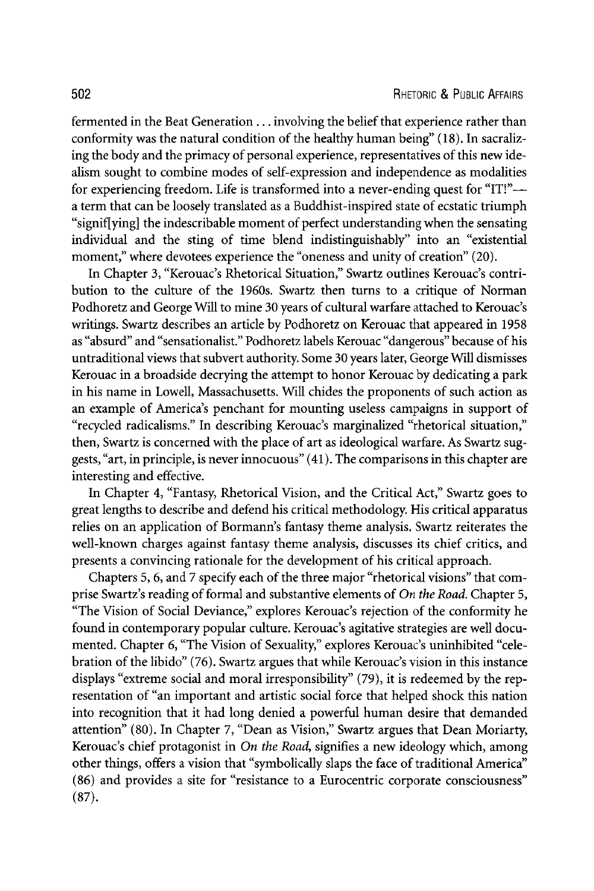fermented in the Beat Generation ... involving the belief that experience rather than conformity was the natural condition of the healthy human being" (18). In sacralizing the body and the primacy of personal experience, representatives of this new idealism sought to combine modes of self-expression and independence as modalities for experiencing freedom. Life is transformed into a never-ending quest for "IT!"—a term that can be loosely translated as a Buddhist-inspired state of ecstatic triumph "signif[ying] the indescribable moment of perfect understanding when the sensating individual and the sting of time blend indistinguishably" into an "existential moment," where devotees experience the "oneness and unity of creation" (20).

In Chapter 3, "Kerouac's Rhetorical Situation," Swartz outlines Kerouac's contribution to the culture of the 1960s. Swartz then turns to a critique of Norman Podhoretz and George Will to mine 30 years of cultural warfare attached to Kerouac's writings. Swartz describes an article by Podhoretz on Kerouac that appeared in 1958 as "absurd" and "sensationalist." Podhoretz labels Kerouac "dangerous" because of his untraditional views that subvert authority. Some 30 years later, George Will dismisses Kerouac in a broadside decrying the attempt to honor Kerouac by dedicating a park in his name in Lowell, Massachusetts. Will chides the proponents of such action as an example of America's penchant for mounting useless campaigns in support of "recycled radicalisms." In describing Kerouac's marginalized "rhetorical situation," then, Swartz is concerned with the place of art as ideological warfare. As Swartz suggests, "art, in principle, is never innocuous" (41). The comparisons in this chapter are interesting and effective.

In Chapter 4, "Fantasy, Rhetorical Vision, and the Critical Act," Swartz goes to great lengths to describe and defend his critical methodology. His critical apparatus relies on an application of Bormann's fantasy theme analysis. Swartz reiterates the well-known charges against fantasy theme analysis, discusses its chief critics, and presents a convincing rationale for the development of his critical approach.

Chapters 5, 6, and 7 specify each of the three major "rhetorical visions" that comprise Swartz's reading of formal and substantive elements of *On the Road*. Chapter 5, "The Vision of Social Deviance," explores Kerouac's rejection of the conformity he found in contemporary popular culture. Kerouac's agitative strategies are well documented. Chapter 6, "The Vision of Sexuality," explores Kerouac's uninhibited "celebration of the libido" (76). Swartz argues that while Kerouac's vision in this instance displays "extreme social and moral irresponsibility" (79), it is redeemed by the representation of "an important and artistic social force that helped shock this nation into recognition that it had long denied a powerful human desire that demanded attention" (80). In Chapter 7, "Dean as Vision," Swartz argues that Dean Moriarty, Kerouac's chief protagonist in *On the Road*, signifies a new ideology which, among other things, offers a vision that "symbolically slaps the face of traditional America" (86) and provides a site for "resistance to a Eurocentric corporate consciousness" (87).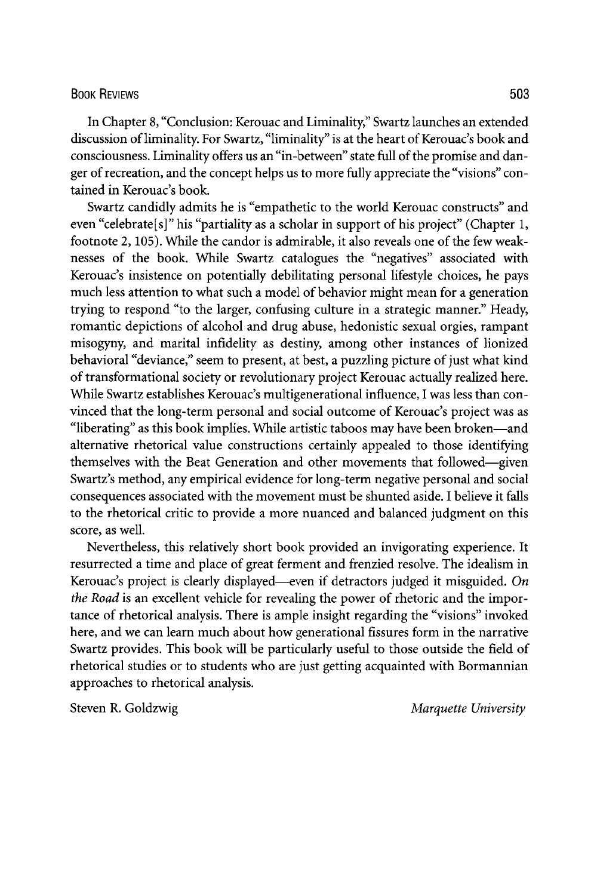In Chapter 8, "Conclusion: Kerouac and Liminality," Swartz launches an extended discussion of liminality. For Swartz, "liminality" is at the heart of Kerouac's book and consciousness. Liminality offers us an "in-between" state full of the promise and danger of recreation, and the concept helps us to more fully appreciate the "visions" contained in Kerouac's book.

Swartz candidly admits he is "empathetic to the world Kerouac constructs" and even "celebrate[s]" his "partiality as a scholar in support of his project" (Chapter 1, footnote 2, 105). While the candor is admirable, it also reveals one of the few weaknesses of the book. While Swartz catalogues the "negatives" associated with Kerouac's insistence on potentially debilitating personal lifestyle choices, he pays much less attention to what such a model of behavior might mean for a generation trying to respond "to the larger, confusing culture in a strategic manner." Heady, romantic depictions of alcohol and drug abuse, hedonistic sexual orgies, rampant misogyny, and marital infidelity as destiny, among other instances of lionized behavioral "deviance," seem to present, at best, a puzzling picture of just what kind of transformational society or revolutionary project Kerouac actually realized here. While Swartz establishes Kerouac's multigenerational influence, I was less than convinced that the long-term personal and social outcome of Kerouac's project was as "liberating" as this book implies. While artistic taboos may have been broken—and alternative rhetorical value constructions certainly appealed to those identifying themselves with the Beat Generation and other movements that followed—given Swartz's method, any empirical evidence for long-term negative personal and social consequences associated with the movement must be shunted aside. I believe it falls to the rhetorical critic to provide a more nuanced and balanced judgment on this score, as well.

Nevertheless, this relatively short book provided an invigorating experience. It resurrected a time and place of great ferment and frenzied resolve. The idealism in Kerouac's project is clearly displayed—even if detractors judged it misguided. *On the Road* is an excellent vehicle for revealing the power of rhetoric and the importance of rhetorical analysis. There is ample insight regarding the "visions" invoked here, and we can learn much about how generational fissures form in the narrative Swartz provides. This book will be particularly useful to those outside the field of rhetorical studies or to students who are just getting acquainted with Bormannian approaches to rhetorical analysis.

Steven R. Goldzwig — *Marquette University*